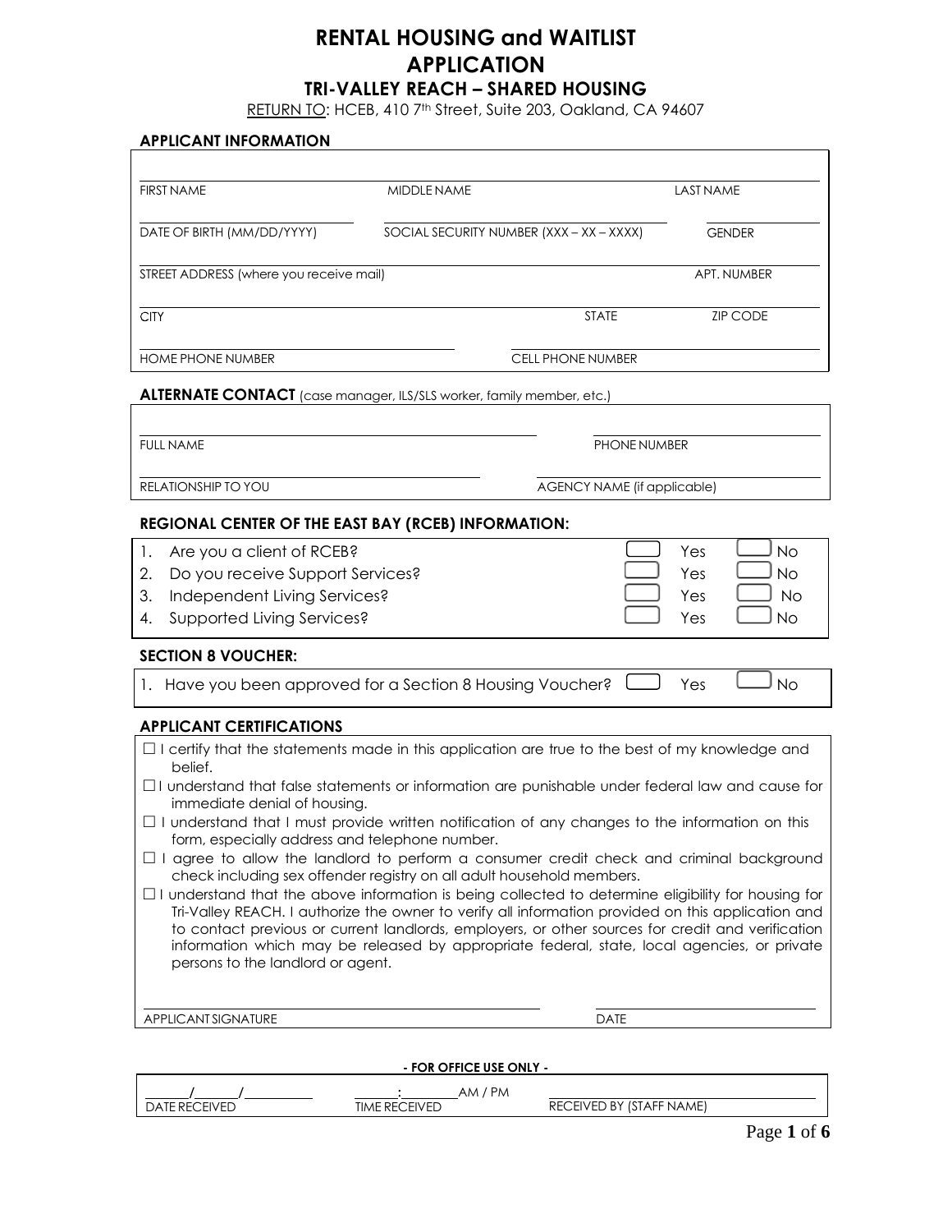# RENTAL HOUSING and WAITLIST APPLICATION

## TRI-VALLEY REACH – SHARED HOUSING

RETURN TO: HCEB, 410 7th Street, Suite 203, Oakland, CA 94607

### APPLICANT INFORMATION

| FIRST NAME | MIDDLE NAME | LAST NAME |
|---|---|---|
| | | |

| DATE OF BIRTH (MM/DD/YYYY) | SOCIAL SECURITY NUMBER (XXX – XX – XXXX) | GENDER |
|---|---|---|
| | | |

| STREET ADDRESS (where you receive mail) | APT. NUMBER |
|---|---|
| | |

| CITY | STATE | ZIP CODE |
|---|---|---|
| | | |

| HOME PHONE NUMBER | CELL PHONE NUMBER |
|---|---|
| | |

### ALTERNATE CONTACT (case manager, ILS/SLS worker, family member, etc.)

| FULL NAME | PHONE NUMBER |
|---|---|
| | |

| RELATIONSHIP TO YOU | AGENCY NAME (if applicable) |
|---|---|
| | |

### REGIONAL CENTER OF THE EAST BAY (RCEB) INFORMATION:

1. Are you a client of RCEB? ☐ Yes ☐ No
2. Do you receive Support Services? ☐ Yes ☐ No
3. Independent Living Services? ☐ Yes ☐ No
4. Supported Living Services? ☐ Yes ☐ No

### SECTION 8 VOUCHER:

1. Have you been approved for a Section 8 Housing Voucher? ☐ Yes ☐ No

### APPLICANT CERTIFICATIONS

- ☐ I certify that the statements made in this application are true to the best of my knowledge and belief.
- ☐ I understand that false statements or information are punishable under federal law and cause for immediate denial of housing.
- ☐ I understand that I must provide written notification of any changes to the information on this form, especially address and telephone number.
- ☐ I agree to allow the landlord to perform a consumer credit check and criminal background check including sex offender registry on all adult household members.
- ☐ I understand that the above information is being collected to determine eligibility for housing for Tri-Valley REACH. I authorize the owner to verify all information provided on this application and to contact previous or current landlords, employers, or other sources for credit and verification information which may be released by appropriate federal, state, local agencies, or private persons to the landlord or agent.

| APPLICANT SIGNATURE | DATE |
|---|---|
| | |

**- FOR OFFICE USE ONLY -**

| \_\_\_/\_\_\_/\_\_\_\_ DATE RECEIVED | \_\_\_:\_\_\_ AM / PM TIME RECEIVED | RECEIVED BY (STAFF NAME) |
|---|---|---|
| | | |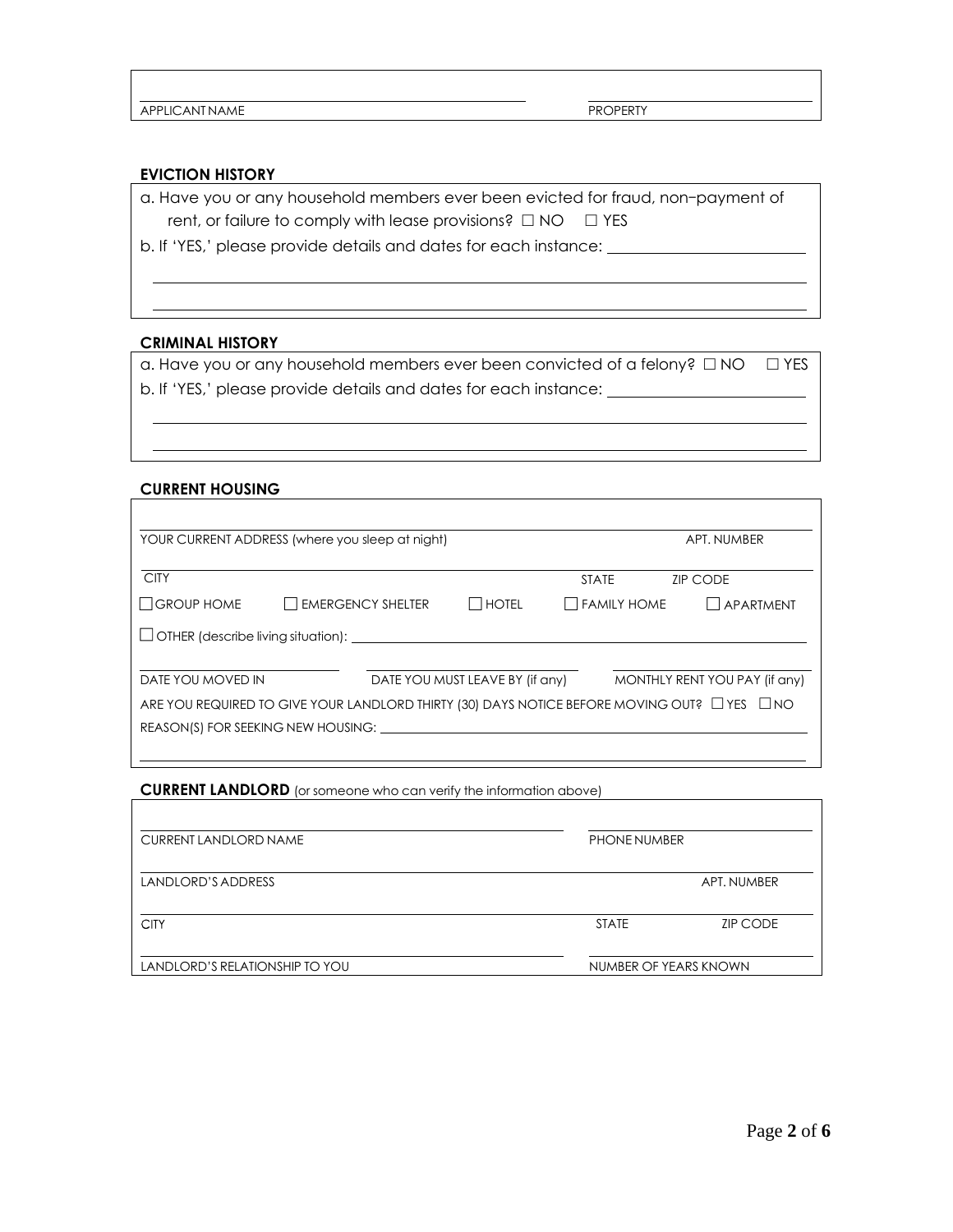APPLICANT NAME ______________________ PROPERTY ______________________

**EVICTION HISTORY**

a. Have you or any household members ever been evicted for fraud, non–payment of rent, or failure to comply with lease provisions? ☐ NO ☐ YES

b. If 'YES,' please provide details and dates for each instance: ______________________

______________________________________________________________________

______________________________________________________________________

**CRIMINAL HISTORY**

a. Have you or any household members ever been convicted of a felony? ☐ NO ☐ YES

b. If 'YES,' please provide details and dates for each instance: ______________________

______________________________________________________________________

______________________________________________________________________

**CURRENT HOUSING**

YOUR CURRENT ADDRESS (where you sleep at night) ______________________ APT. NUMBER __________

CITY ______________________ STATE __________ ZIP CODE __________

☐ GROUP HOME ☐ EMERGENCY SHELTER ☐ HOTEL ☐ FAMILY HOME ☐ APARTMENT

☐ OTHER (describe living situation): ______________________

DATE YOU MOVED IN __________ DATE YOU MUST LEAVE BY (if any) __________ MONTHLY RENT YOU PAY (if any) __________

ARE YOU REQUIRED TO GIVE YOUR LANDLORD THIRTY (30) DAYS NOTICE BEFORE MOVING OUT? ☐ YES ☐ NO

REASON(S) FOR SEEKING NEW HOUSING: ______________________

______________________________________________________________________

**CURRENT LANDLORD** (or someone who can verify the information above)

CURRENT LANDLORD NAME ______________________ PHONE NUMBER __________

LANDLORD'S ADDRESS ______________________ APT. NUMBER __________

CITY ______________________ STATE __________ ZIP CODE __________

LANDLORD'S RELATIONSHIP TO YOU ______________________ NUMBER OF YEARS KNOWN __________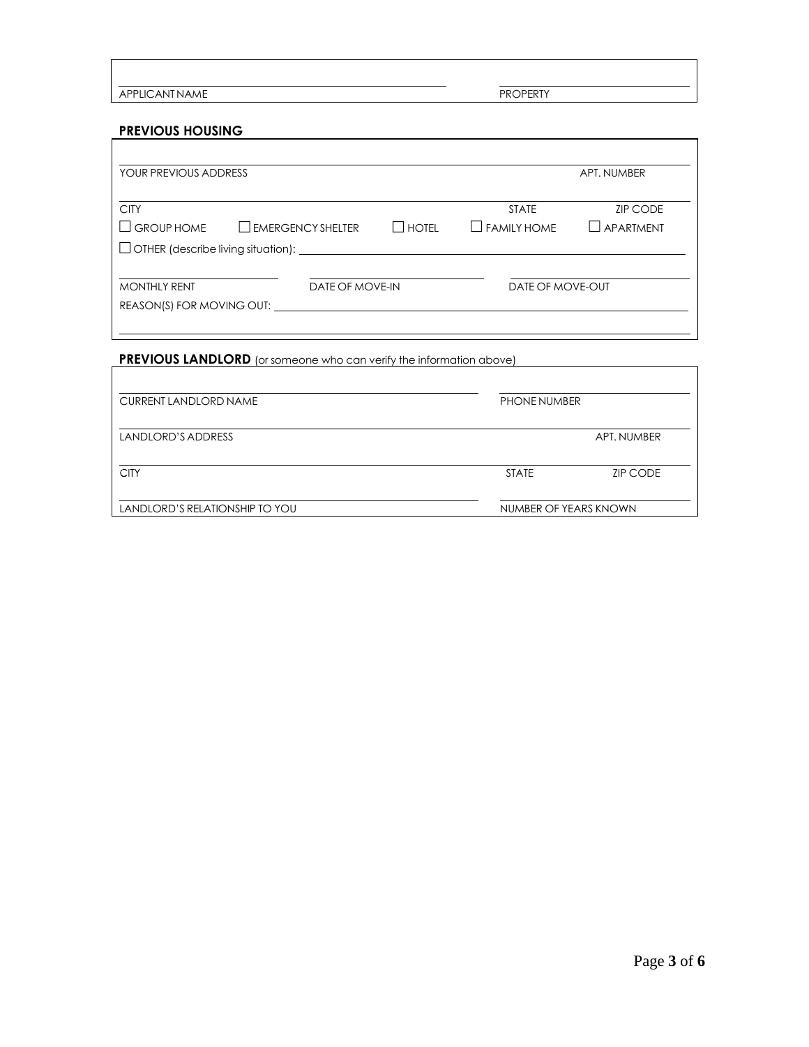APPLICANT NAME ______________________ PROPERTY ______________________

## PREVIOUS HOUSING

YOUR PREVIOUS ADDRESS ______________________ APT. NUMBER ______________________

CITY ______________________ STATE ______________________ ZIP CODE ______________________

☐ GROUP HOME ☐ EMERGENCY SHELTER ☐ HOTEL ☐ FAMILY HOME ☐ APARTMENT

☐ OTHER (describe living situation): ______________________

MONTHLY RENT ______________________ DATE OF MOVE-IN ______________________ DATE OF MOVE-OUT ______________________

REASON(S) FOR MOVING OUT: ______________________

______________________

## PREVIOUS LANDLORD (or someone who can verify the information above)

CURRENT LANDLORD NAME ______________________ PHONE NUMBER ______________________

LANDLORD'S ADDRESS ______________________ APT. NUMBER ______________________

CITY ______________________ STATE ______________________ ZIP CODE ______________________

LANDLORD'S RELATIONSHIP TO YOU ______________________ NUMBER OF YEARS KNOWN ______________________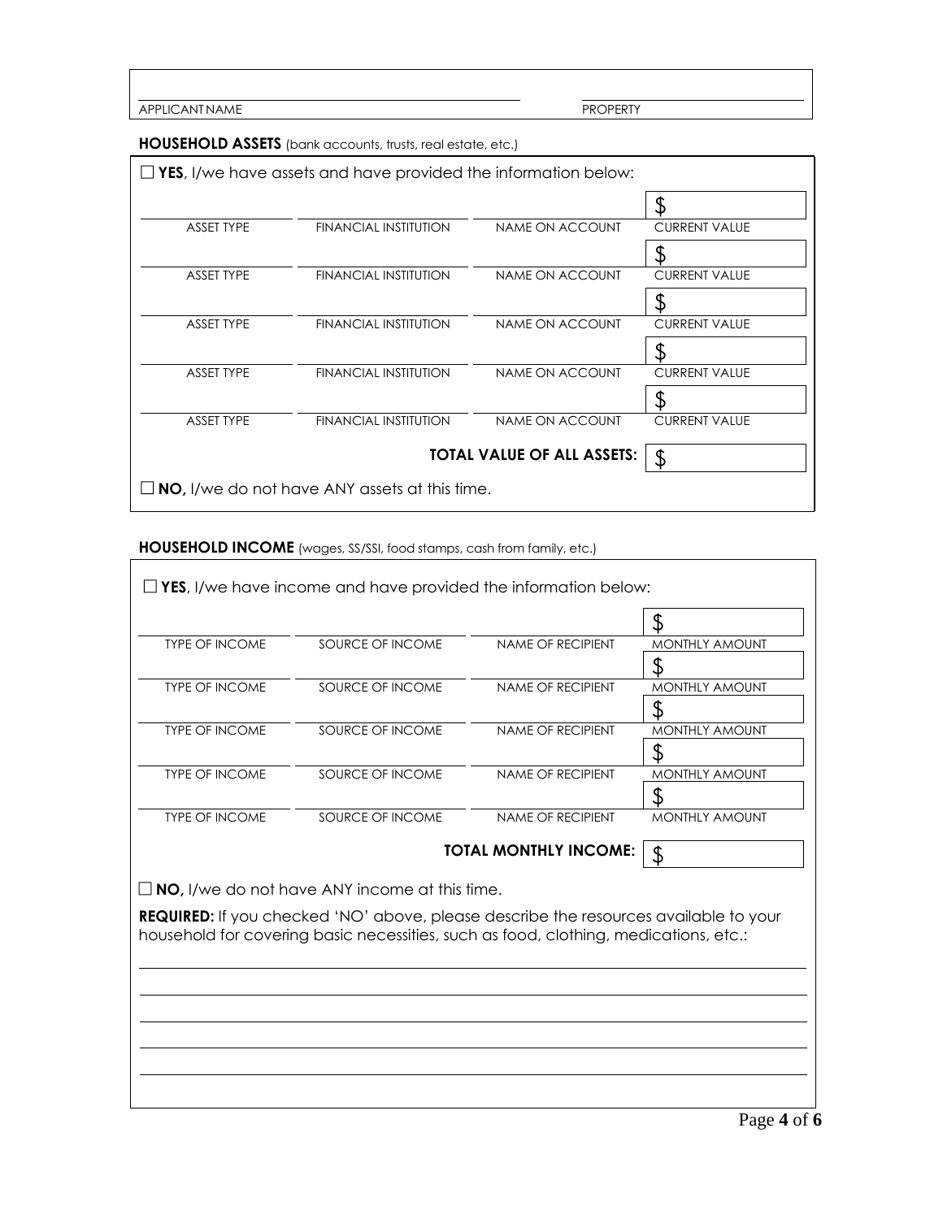| APPLICANT NAME | PROPERTY |
|---|---|
| | |

**HOUSEHOLD ASSETS** (bank accounts, trusts, real estate, etc.)

☐ **YES**, I/we have assets and have provided the information below:

| ASSET TYPE | FINANCIAL INSTITUTION | NAME ON ACCOUNT | CURRENT VALUE |
|---|---|---|---|
| | | | $ |
| | | | $ |
| | | | $ |
| | | | $ |
| | | | $ |
| | | **TOTAL VALUE OF ALL ASSETS:** | $ |

☐ **NO,** I/we do not have ANY assets at this time.

**HOUSEHOLD INCOME** (wages, SS/SSI, food stamps, cash from family, etc.)

☐ **YES**, I/we have income and have provided the information below:

| TYPE OF INCOME | SOURCE OF INCOME | NAME OF RECIPIENT | MONTHLY AMOUNT |
|---|---|---|---|
| | | | $ |
| | | | $ |
| | | | $ |
| | | | $ |
| | | | $ |
| | | **TOTAL MONTHLY INCOME:** | $ |

☐ **NO,** I/we do not have ANY income at this time.

**REQUIRED:** If you checked 'NO' above, please describe the resources available to your household for covering basic necessities, such as food, clothing, medications, etc.:

______________________________________________________________________

______________________________________________________________________

______________________________________________________________________

______________________________________________________________________

______________________________________________________________________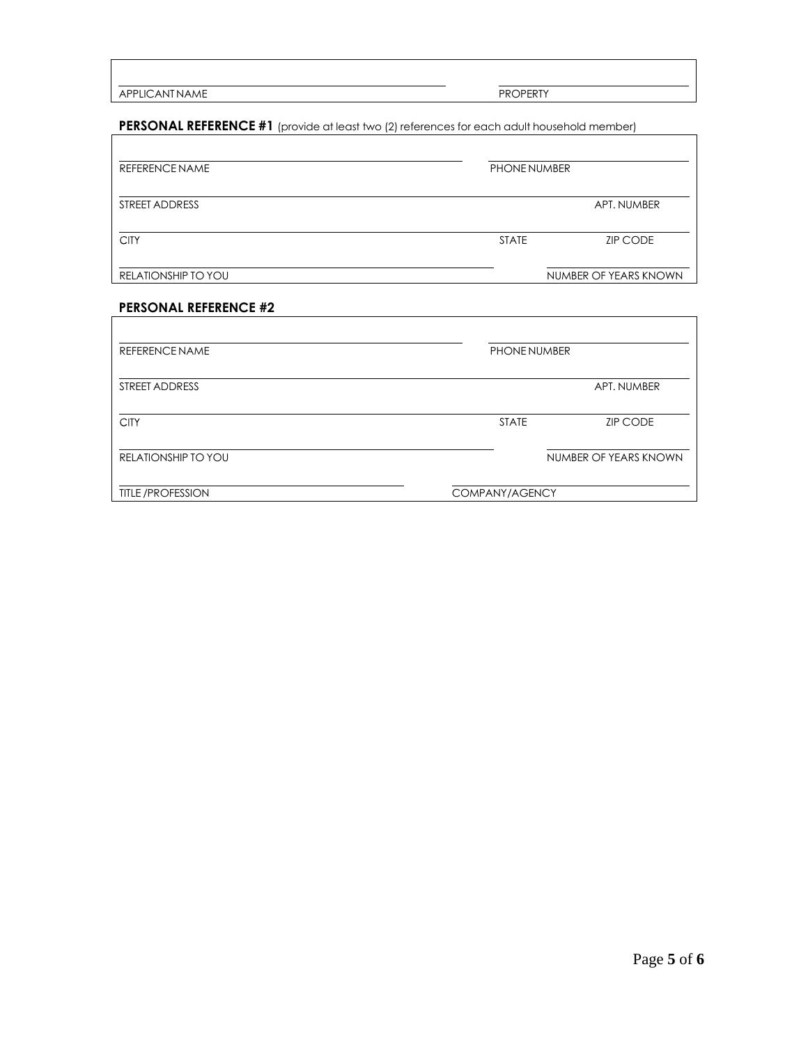| | |
|---|---|
| APPLICANT NAME | PROPERTY |

**PERSONAL REFERENCE #1** (provide at least two (2) references for each adult household member)

| | | |
|---|---|---|
| REFERENCE NAME | PHONE NUMBER | |
| STREET ADDRESS | | APT. NUMBER |
| CITY | STATE | ZIP CODE |
| RELATIONSHIP TO YOU | | NUMBER OF YEARS KNOWN |

**PERSONAL REFERENCE #2**

| | | |
|---|---|---|
| REFERENCE NAME | PHONE NUMBER | |
| STREET ADDRESS | | APT. NUMBER |
| CITY | STATE | ZIP CODE |
| RELATIONSHIP TO YOU | | NUMBER OF YEARS KNOWN |
| TITLE /PROFESSION | COMPANY/AGENCY | |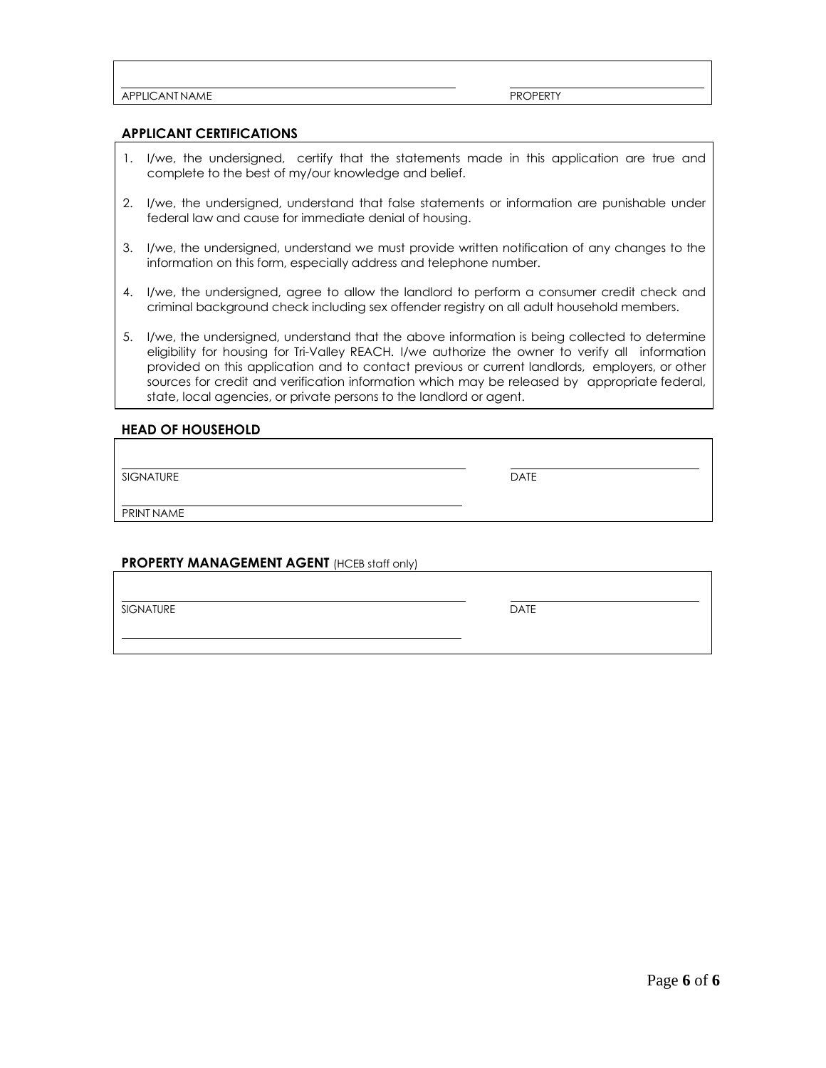APPLICANT NAME

PROPERTY

## APPLICANT CERTIFICATIONS

1. I/we, the undersigned, certify that the statements made in this application are true and complete to the best of my/our knowledge and belief.
2. I/we, the undersigned, understand that false statements or information are punishable under federal law and cause for immediate denial of housing.
3. I/we, the undersigned, understand we must provide written notification of any changes to the information on this form, especially address and telephone number.
4. I/we, the undersigned, agree to allow the landlord to perform a consumer credit check and criminal background check including sex offender registry on all adult household members.
5. I/we, the undersigned, understand that the above information is being collected to determine eligibility for housing for Tri-Valley REACH. I/we authorize the owner to verify all information provided on this application and to contact previous or current landlords, employers, or other sources for credit and verification information which may be released by appropriate federal, state, local agencies, or private persons to the landlord or agent.

## HEAD OF HOUSEHOLD

SIGNATURE

DATE

PRINT NAME

## PROPERTY MANAGEMENT AGENT (HCEB staff only)

SIGNATURE

DATE